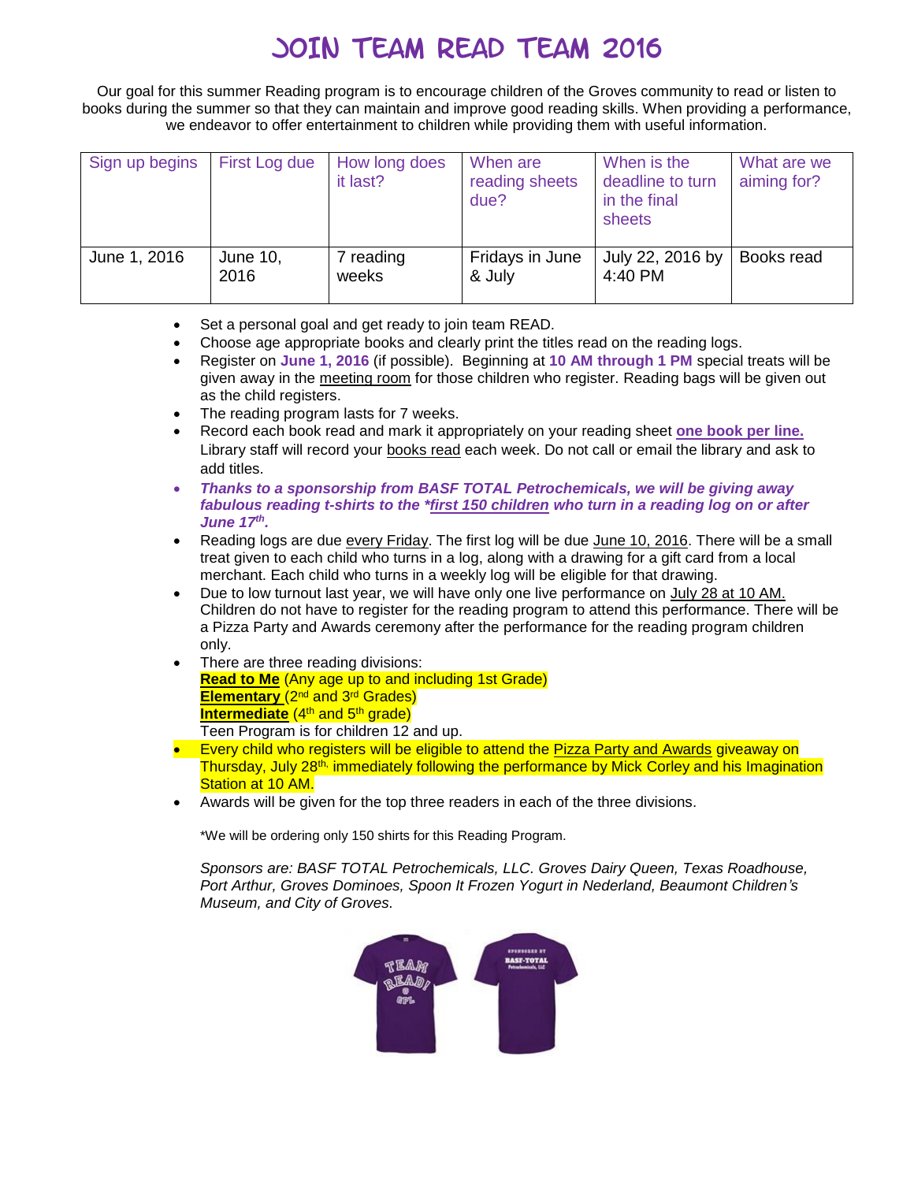# JOIN TEAM READ TEAM 2016

Our goal for this summer Reading program is to encourage children of the Groves community to read or listen to books during the summer so that they can maintain and improve good reading skills. When providing a performance, we endeavor to offer entertainment to children while providing them with useful information.

| Sign up begins | First Log due | How long does it last? | When are reading sheets due? | When is the deadline to turn in the final sheets | What are we aiming for? |
|---|---|---|---|---|---|
| June 1, 2016 | June 10, 2016 | 7 reading weeks | Fridays in June & July | July 22, 2016 by 4:40 PM | Books read |

- Set a personal goal and get ready to join team READ.
- Choose age appropriate books and clearly print the titles read on the reading logs.
- Register on **June 1, 2016** (if possible). Beginning at **10 AM through 1 PM** special treats will be given away in the meeting room for those children who register. Reading bags will be given out as the child registers.
- The reading program lasts for 7 weeks.
- Record each book read and mark it appropriately on your reading sheet **one book per line.** Library staff will record your books read each week. Do not call or email the library and ask to add titles.
- ***Thanks to a sponsorship from BASF TOTAL Petrochemicals, we will be giving away fabulous reading t-shirts to the \*first 150 children who turn in a reading log on or after June 17th.***
- Reading logs are due every Friday. The first log will be due June 10, 2016. There will be a small treat given to each child who turns in a log, along with a drawing for a gift card from a local merchant. Each child who turns in a weekly log will be eligible for that drawing.
- Due to low turnout last year, we will have only one live performance on July 28 at 10 AM. Children do not have to register for the reading program to attend this performance. There will be a Pizza Party and Awards ceremony after the performance for the reading program children only.
- There are three reading divisions:
  **Read to Me** (Any age up to and including 1st Grade)
  **Elementary** (2nd and 3rd Grades)
  **Intermediate** (4th and 5th grade)
  Teen Program is for children 12 and up.
- Every child who registers will be eligible to attend the Pizza Party and Awards giveaway on Thursday, July 28th, immediately following the performance by Mick Corley and his Imagination Station at 10 AM.
- Awards will be given for the top three readers in each of the three divisions.

\*We will be ordering only 150 shirts for this Reading Program.

*Sponsors are: BASF TOTAL Petrochemicals, LLC. Groves Dairy Queen, Texas Roadhouse, Port Arthur, Groves Dominoes, Spoon It Frozen Yogurt in Nederland, Beaumont Children's Museum, and City of Groves.*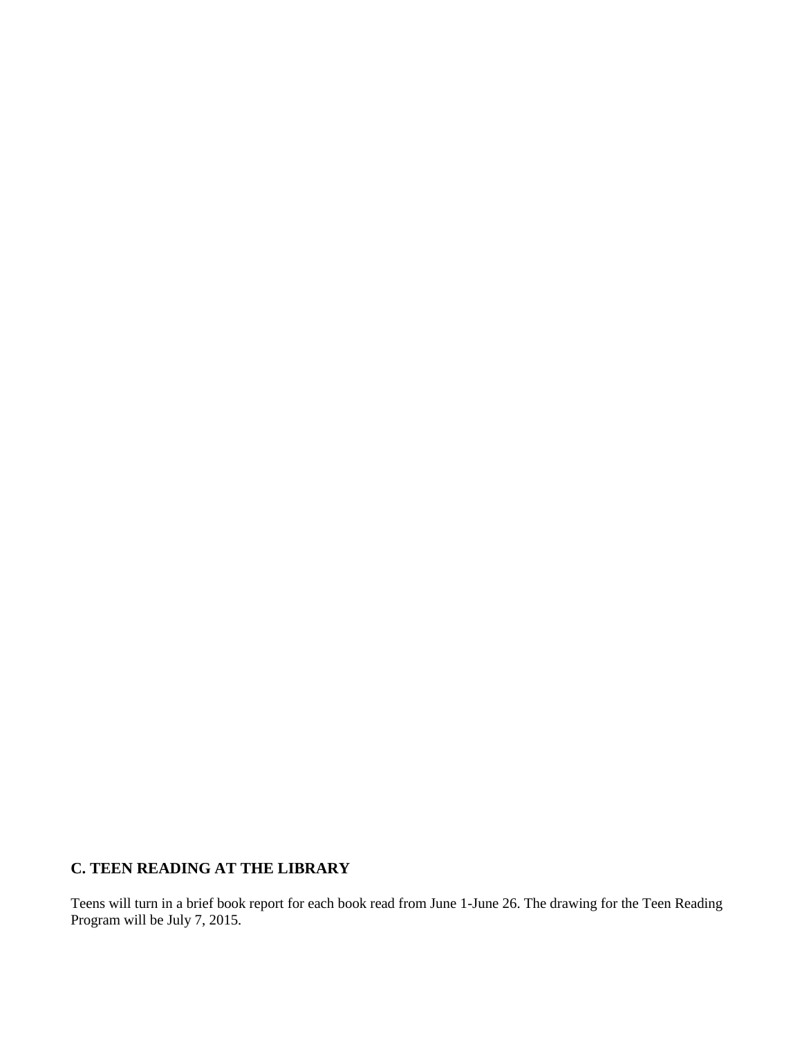## C. TEEN READING AT THE LIBRARY

Teens will turn in a brief book report for each book read from June 1-June 26. The drawing for the Teen Reading Program will be July 7, 2015.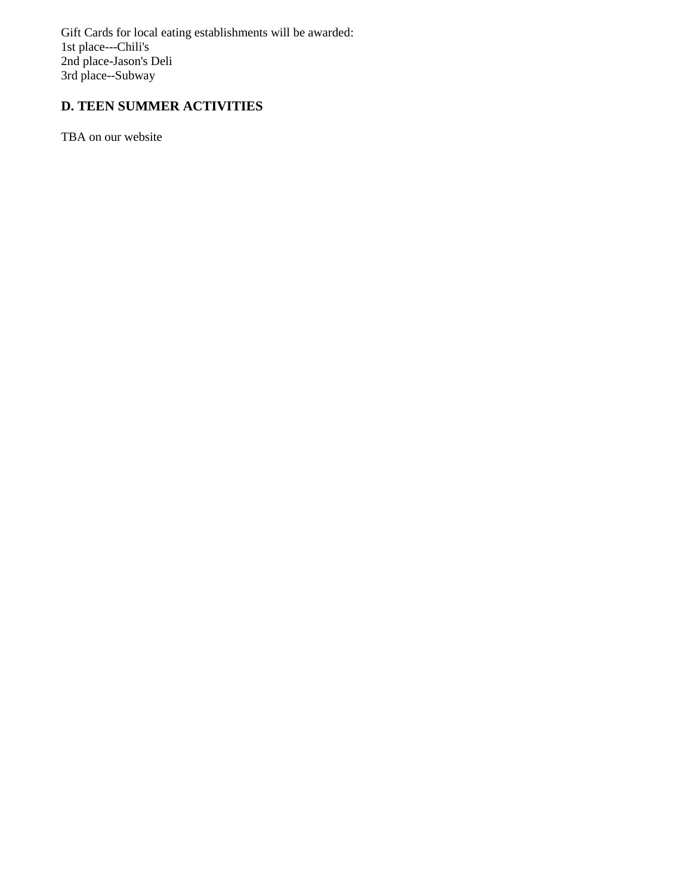Gift Cards for local eating establishments will be awarded:
1st place---Chili's
2nd place-Jason's Deli
3rd place--Subway

### D. TEEN SUMMER ACTIVITIES

TBA on our website